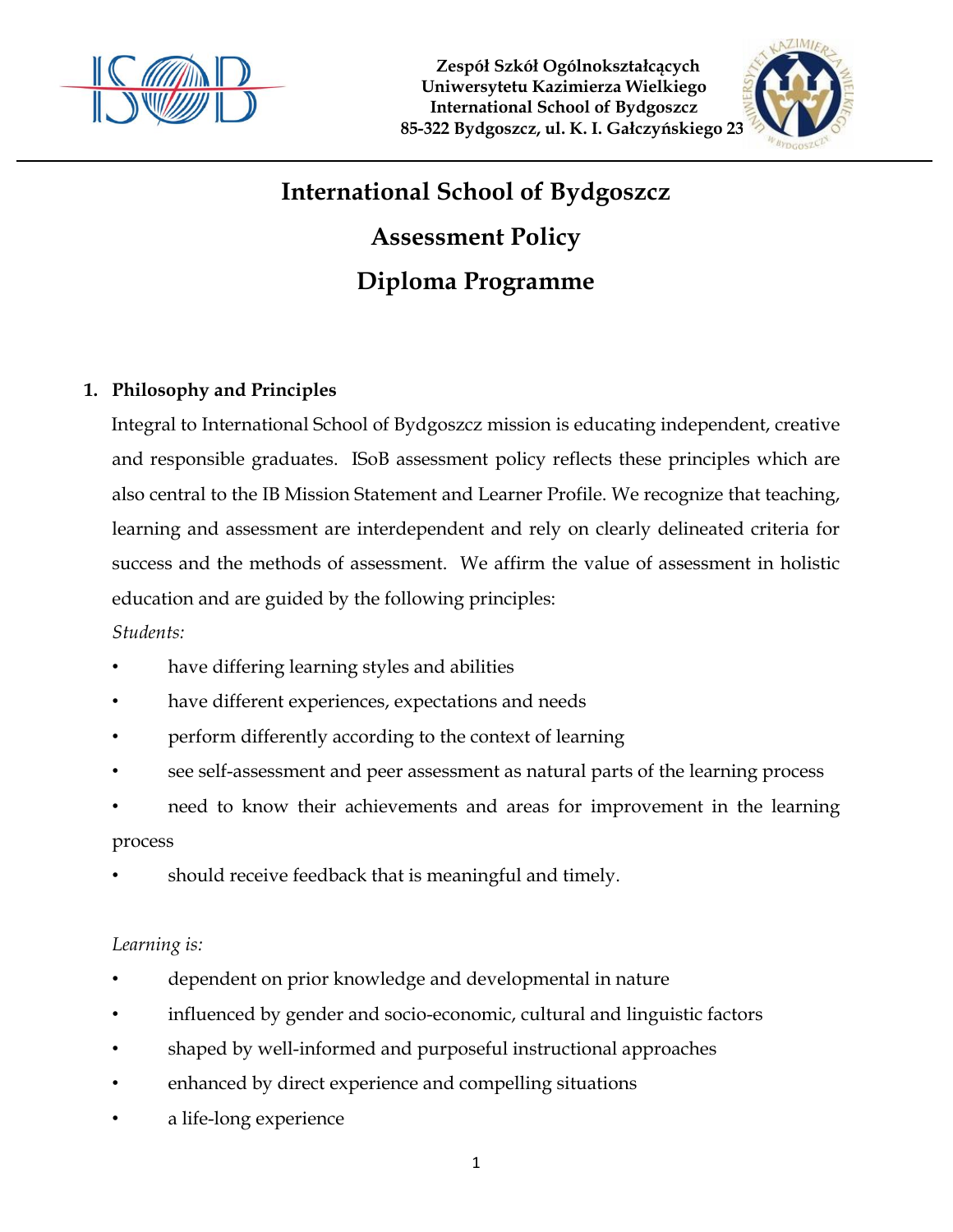Zespół Szkół Ogólnokształcących
Uniwersytetu Kazimierza Wielkiego
International School of Bydgoszcz
85-322 Bydgoszcz, ul. K. I. Gałczyńskiego 23

# International School of Bydgoszcz

# Assessment Policy

# Diploma Programme

## 1. Philosophy and Principles

Integral to International School of Bydgoszcz mission is educating independent, creative and responsible graduates. ISoB assessment policy reflects these principles which are also central to the IB Mission Statement and Learner Profile. We recognize that teaching, learning and assessment are interdependent and rely on clearly delineated criteria for success and the methods of assessment. We affirm the value of assessment in holistic education and are guided by the following principles:

*Students:*

- have differing learning styles and abilities
- have different experiences, expectations and needs
- perform differently according to the context of learning
- see self-assessment and peer assessment as natural parts of the learning process
- need to know their achievements and areas for improvement in the learning process
- should receive feedback that is meaningful and timely.

*Learning is:*

- dependent on prior knowledge and developmental in nature
- influenced by gender and socio-economic, cultural and linguistic factors
- shaped by well-informed and purposeful instructional approaches
- enhanced by direct experience and compelling situations
- a life-long experience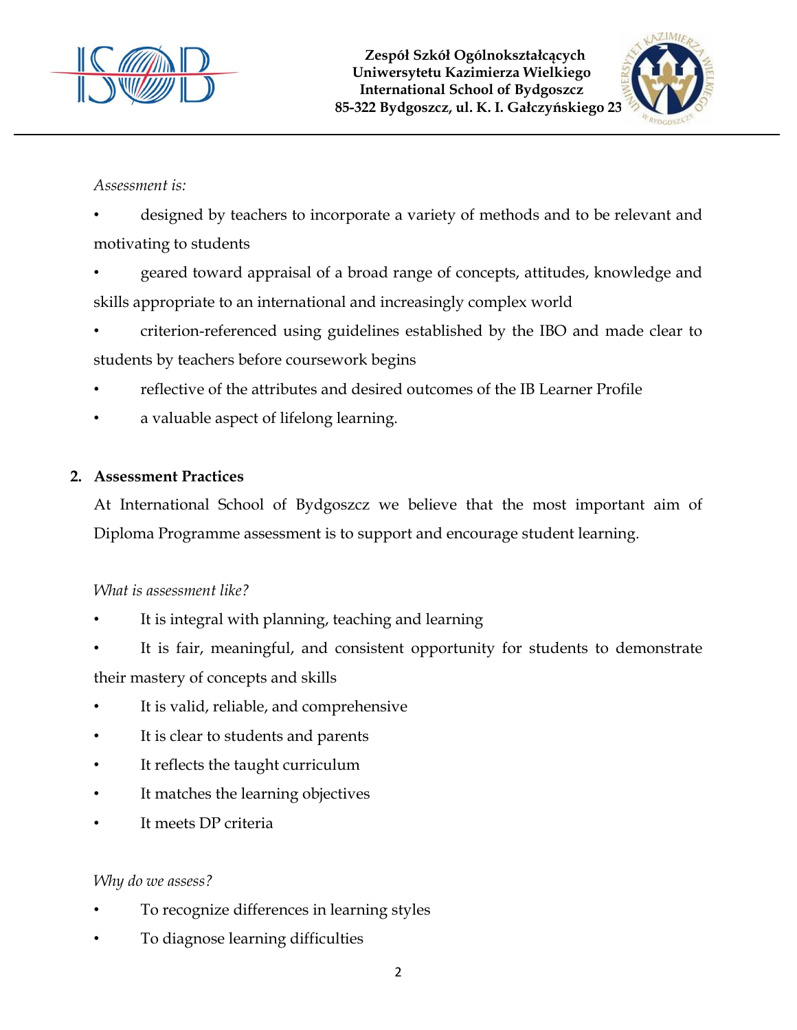*Assessment is:*

- designed by teachers to incorporate a variety of methods and to be relevant and motivating to students
- geared toward appraisal of a broad range of concepts, attitudes, knowledge and skills appropriate to an international and increasingly complex world
- criterion-referenced using guidelines established by the IBO and made clear to students by teachers before coursework begins
- reflective of the attributes and desired outcomes of the IB Learner Profile
- a valuable aspect of lifelong learning.

## 2. Assessment Practices

At International School of Bydgoszcz we believe that the most important aim of Diploma Programme assessment is to support and encourage student learning.

*What is assessment like?*

- It is integral with planning, teaching and learning
- It is fair, meaningful, and consistent opportunity for students to demonstrate their mastery of concepts and skills
- It is valid, reliable, and comprehensive
- It is clear to students and parents
- It reflects the taught curriculum
- It matches the learning objectives
- It meets DP criteria

*Why do we assess?*

- To recognize differences in learning styles
- To diagnose learning difficulties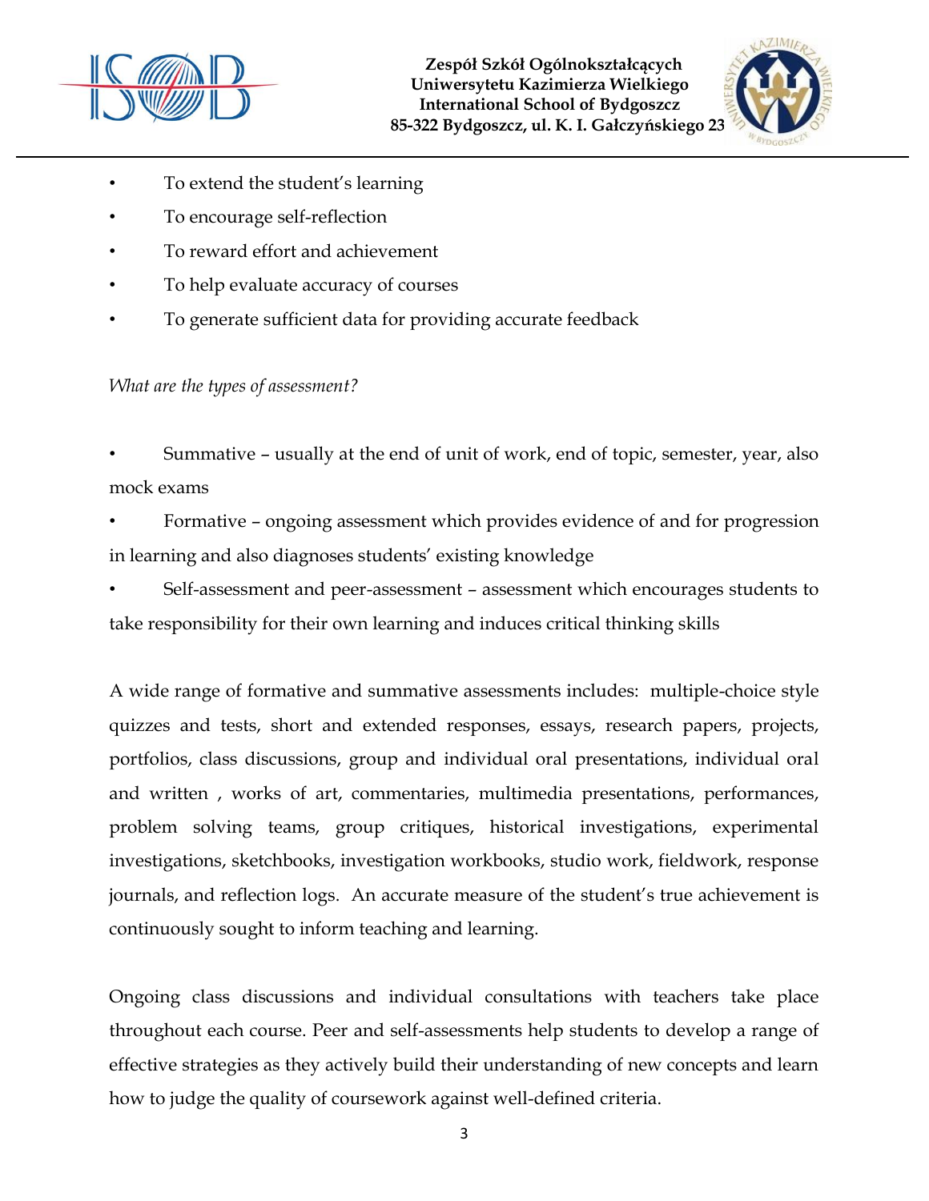- To extend the student's learning
- To encourage self-reflection
- To reward effort and achievement
- To help evaluate accuracy of courses
- To generate sufficient data for providing accurate feedback

*What are the types of assessment?*

- Summative – usually at the end of unit of work, end of topic, semester, year, also mock exams
- Formative – ongoing assessment which provides evidence of and for progression in learning and also diagnoses students' existing knowledge
- Self-assessment and peer-assessment – assessment which encourages students to take responsibility for their own learning and induces critical thinking skills

A wide range of formative and summative assessments includes: multiple-choice style quizzes and tests, short and extended responses, essays, research papers, projects, portfolios, class discussions, group and individual oral presentations, individual oral and written , works of art, commentaries, multimedia presentations, performances, problem solving teams, group critiques, historical investigations, experimental investigations, sketchbooks, investigation workbooks, studio work, fieldwork, response journals, and reflection logs. An accurate measure of the student's true achievement is continuously sought to inform teaching and learning.

Ongoing class discussions and individual consultations with teachers take place throughout each course. Peer and self-assessments help students to develop a range of effective strategies as they actively build their understanding of new concepts and learn how to judge the quality of coursework against well-defined criteria.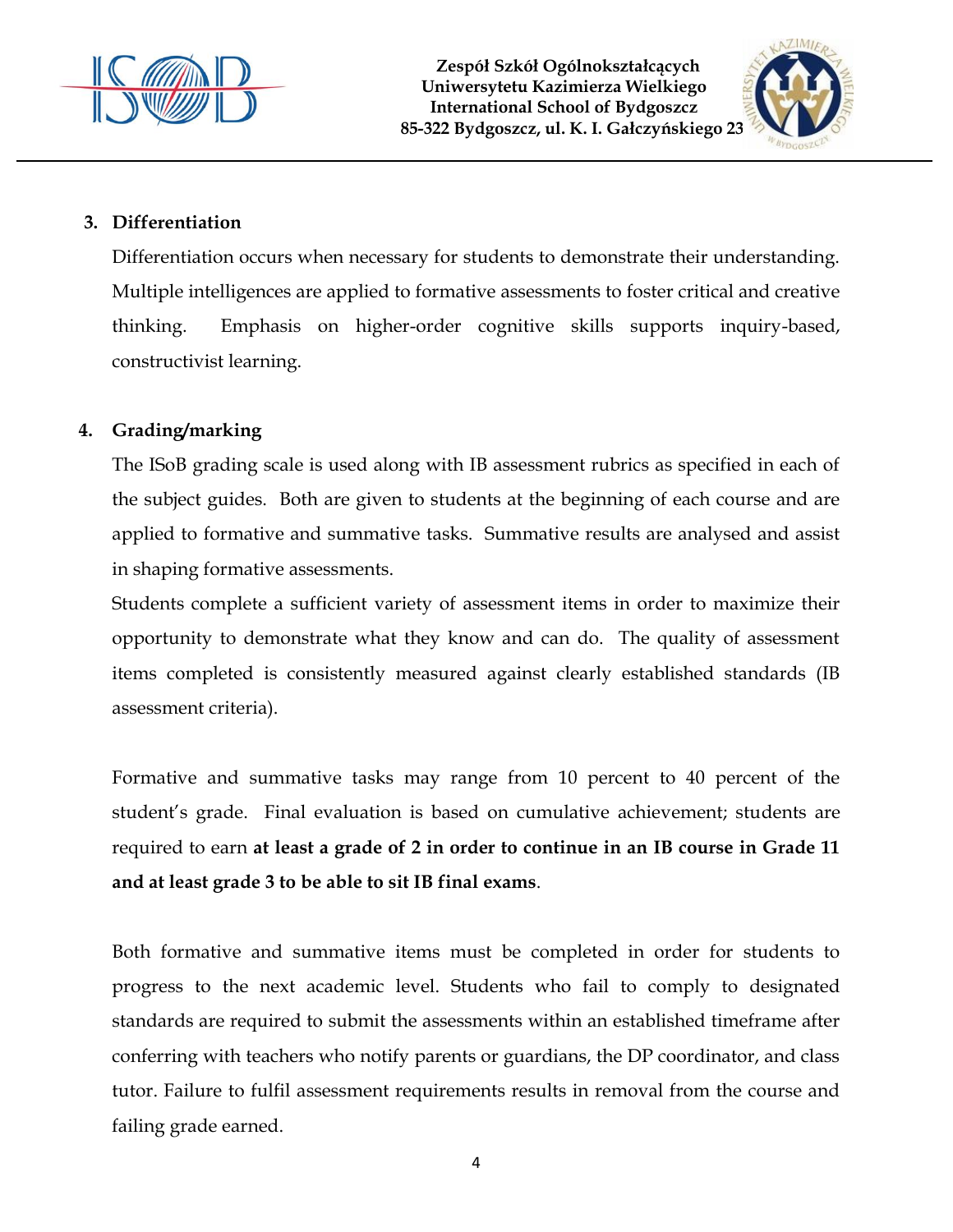3. **Differentiation**

Differentiation occurs when necessary for students to demonstrate their understanding. Multiple intelligences are applied to formative assessments to foster critical and creative thinking. Emphasis on higher-order cognitive skills supports inquiry-based, constructivist learning.

4. **Grading/marking**

The ISoB grading scale is used along with IB assessment rubrics as specified in each of the subject guides. Both are given to students at the beginning of each course and are applied to formative and summative tasks. Summative results are analysed and assist in shaping formative assessments.

Students complete a sufficient variety of assessment items in order to maximize their opportunity to demonstrate what they know and can do. The quality of assessment items completed is consistently measured against clearly established standards (IB assessment criteria).

Formative and summative tasks may range from 10 percent to 40 percent of the student's grade. Final evaluation is based on cumulative achievement; students are required to earn **at least a grade of 2 in order to continue in an IB course in Grade 11 and at least grade 3 to be able to sit IB final exams**.

Both formative and summative items must be completed in order for students to progress to the next academic level. Students who fail to comply to designated standards are required to submit the assessments within an established timeframe after conferring with teachers who notify parents or guardians, the DP coordinator, and class tutor. Failure to fulfil assessment requirements results in removal from the course and failing grade earned.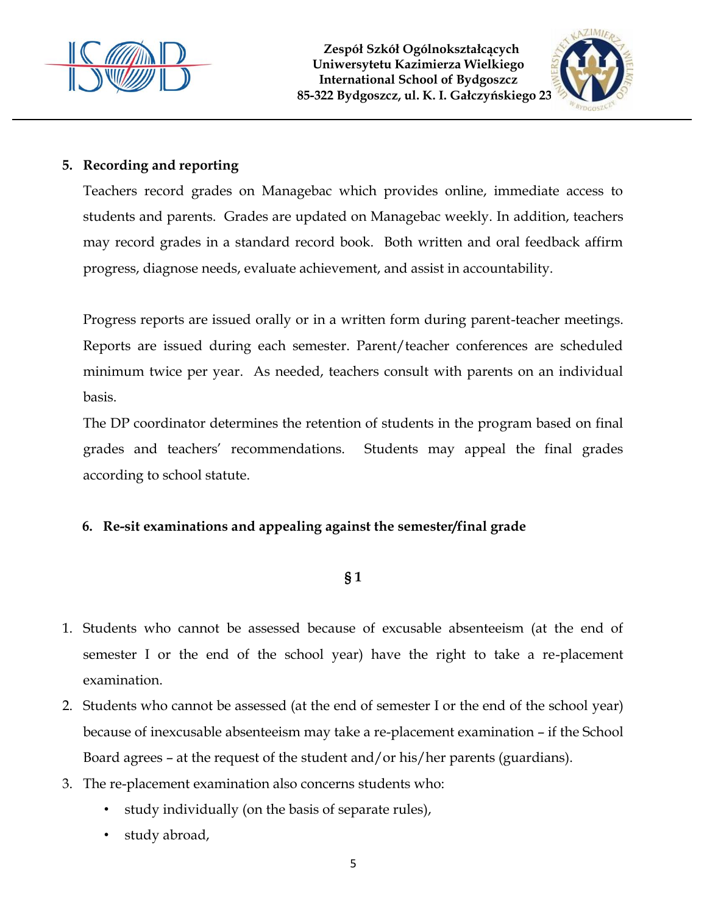## 5. Recording and reporting

Teachers record grades on Managebac which provides online, immediate access to students and parents. Grades are updated on Managebac weekly. In addition, teachers may record grades in a standard record book. Both written and oral feedback affirm progress, diagnose needs, evaluate achievement, and assist in accountability.

Progress reports are issued orally or in a written form during parent-teacher meetings. Reports are issued during each semester. Parent/teacher conferences are scheduled minimum twice per year. As needed, teachers consult with parents on an individual basis.

The DP coordinator determines the retention of students in the program based on final grades and teachers' recommendations. Students may appeal the final grades according to school statute.

## 6. Re-sit examinations and appealing against the semester/final grade

### § 1

1. Students who cannot be assessed because of excusable absenteeism (at the end of semester I or the end of the school year) have the right to take a re-placement examination.
2. Students who cannot be assessed (at the end of semester I or the end of the school year) because of inexcusable absenteeism may take a re-placement examination – if the School Board agrees – at the request of the student and/or his/her parents (guardians).
3. The re-placement examination also concerns students who:
   - study individually (on the basis of separate rules),
   - study abroad,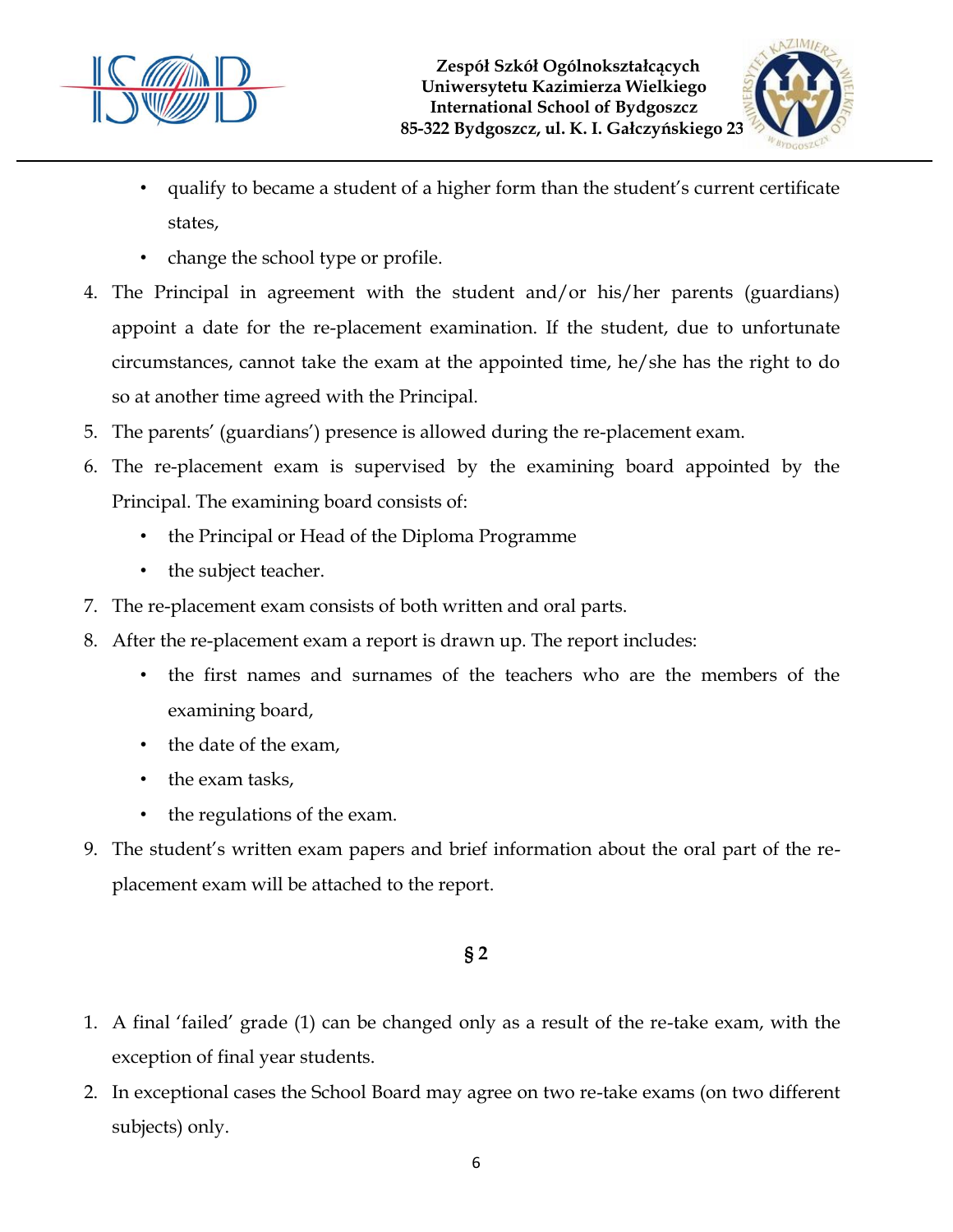- qualify to became a student of a higher form than the student's current certificate states,
- change the school type or profile.

4. The Principal in agreement with the student and/or his/her parents (guardians) appoint a date for the re-placement examination. If the student, due to unfortunate circumstances, cannot take the exam at the appointed time, he/she has the right to do so at another time agreed with the Principal.
5. The parents' (guardians') presence is allowed during the re-placement exam.
6. The re-placement exam is supervised by the examining board appointed by the Principal. The examining board consists of:
   - the Principal or Head of the Diploma Programme
   - the subject teacher.
7. The re-placement exam consists of both written and oral parts.
8. After the re-placement exam a report is drawn up. The report includes:
   - the first names and surnames of the teachers who are the members of the examining board,
   - the date of the exam,
   - the exam tasks,
   - the regulations of the exam.
9. The student's written exam papers and brief information about the oral part of the re-placement exam will be attached to the report.

## § 2

1. A final 'failed' grade (1) can be changed only as a result of the re-take exam, with the exception of final year students.
2. In exceptional cases the School Board may agree on two re-take exams (on two different subjects) only.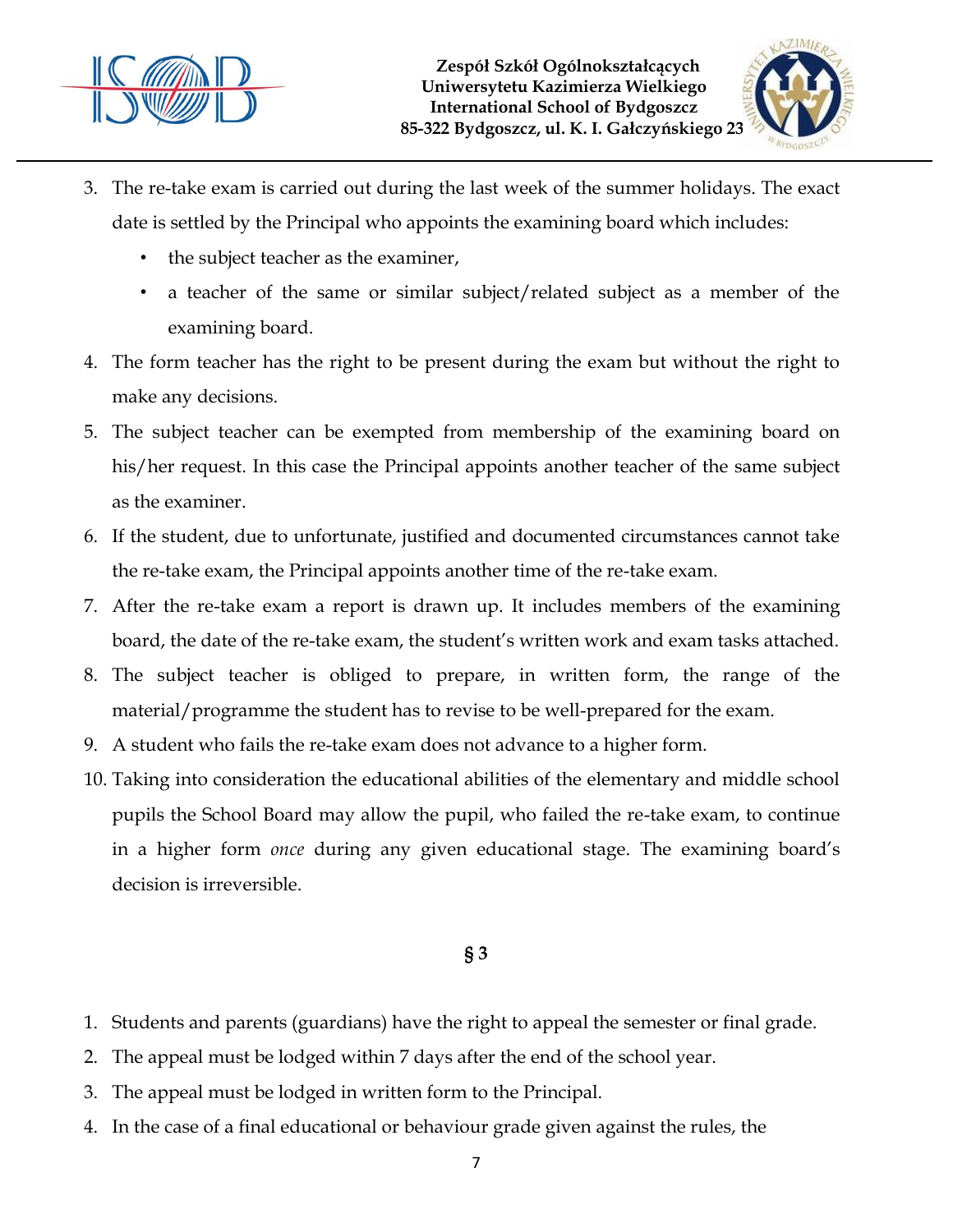3. The re-take exam is carried out during the last week of the summer holidays. The exact date is settled by the Principal who appoints the examining board which includes:
   - the subject teacher as the examiner,
   - a teacher of the same or similar subject/related subject as a member of the examining board.
4. The form teacher has the right to be present during the exam but without the right to make any decisions.
5. The subject teacher can be exempted from membership of the examining board on his/her request. In this case the Principal appoints another teacher of the same subject as the examiner.
6. If the student, due to unfortunate, justified and documented circumstances cannot take the re-take exam, the Principal appoints another time of the re-take exam.
7. After the re-take exam a report is drawn up. It includes members of the examining board, the date of the re-take exam, the student's written work and exam tasks attached.
8. The subject teacher is obliged to prepare, in written form, the range of the material/programme the student has to revise to be well-prepared for the exam.
9. A student who fails the re-take exam does not advance to a higher form.
10. Taking into consideration the educational abilities of the elementary and middle school pupils the School Board may allow the pupil, who failed the re-take exam, to continue in a higher form *once* during any given educational stage. The examining board's decision is irreversible.

## § 3

1. Students and parents (guardians) have the right to appeal the semester or final grade.
2. The appeal must be lodged within 7 days after the end of the school year.
3. The appeal must be lodged in written form to the Principal.
4. In the case of a final educational or behaviour grade given against the rules, the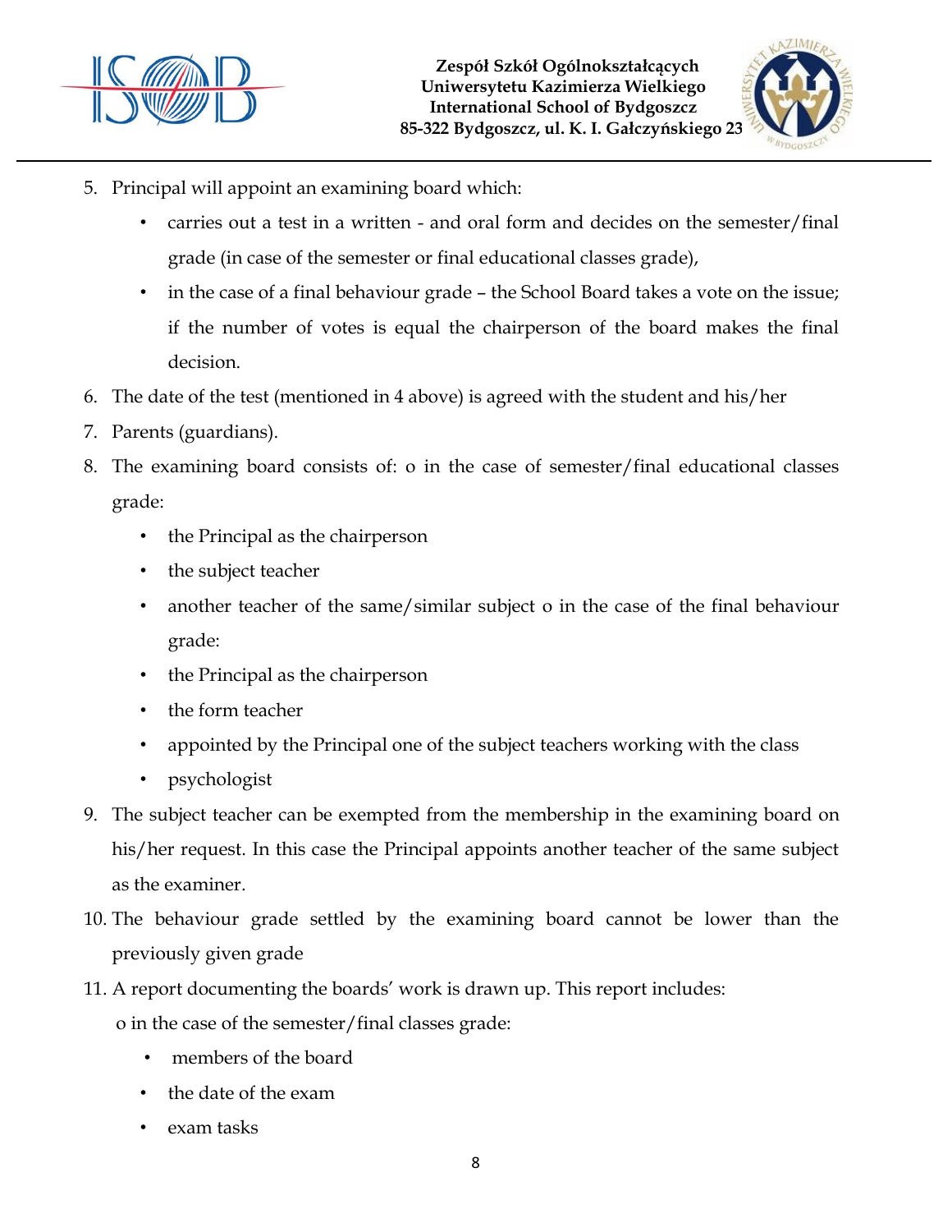5. Principal will appoint an examining board which:
    - carries out a test in a written - and oral form and decides on the semester/final grade (in case of the semester or final educational classes grade),
    - in the case of a final behaviour grade – the School Board takes a vote on the issue; if the number of votes is equal the chairperson of the board makes the final decision.
6. The date of the test (mentioned in 4 above) is agreed with the student and his/her
7. Parents (guardians).
8. The examining board consists of: o in the case of semester/final educational classes grade:
    - the Principal as the chairperson
    - the subject teacher
    - another teacher of the same/similar subject o in the case of the final behaviour grade:
    - the Principal as the chairperson
    - the form teacher
    - appointed by the Principal one of the subject teachers working with the class
    - psychologist
9. The subject teacher can be exempted from the membership in the examining board on his/her request. In this case the Principal appoints another teacher of the same subject as the examiner.
10. The behaviour grade settled by the examining board cannot be lower than the previously given grade
11. A report documenting the boards' work is drawn up. This report includes:

    o in the case of the semester/final classes grade:
    - members of the board
    - the date of the exam
    - exam tasks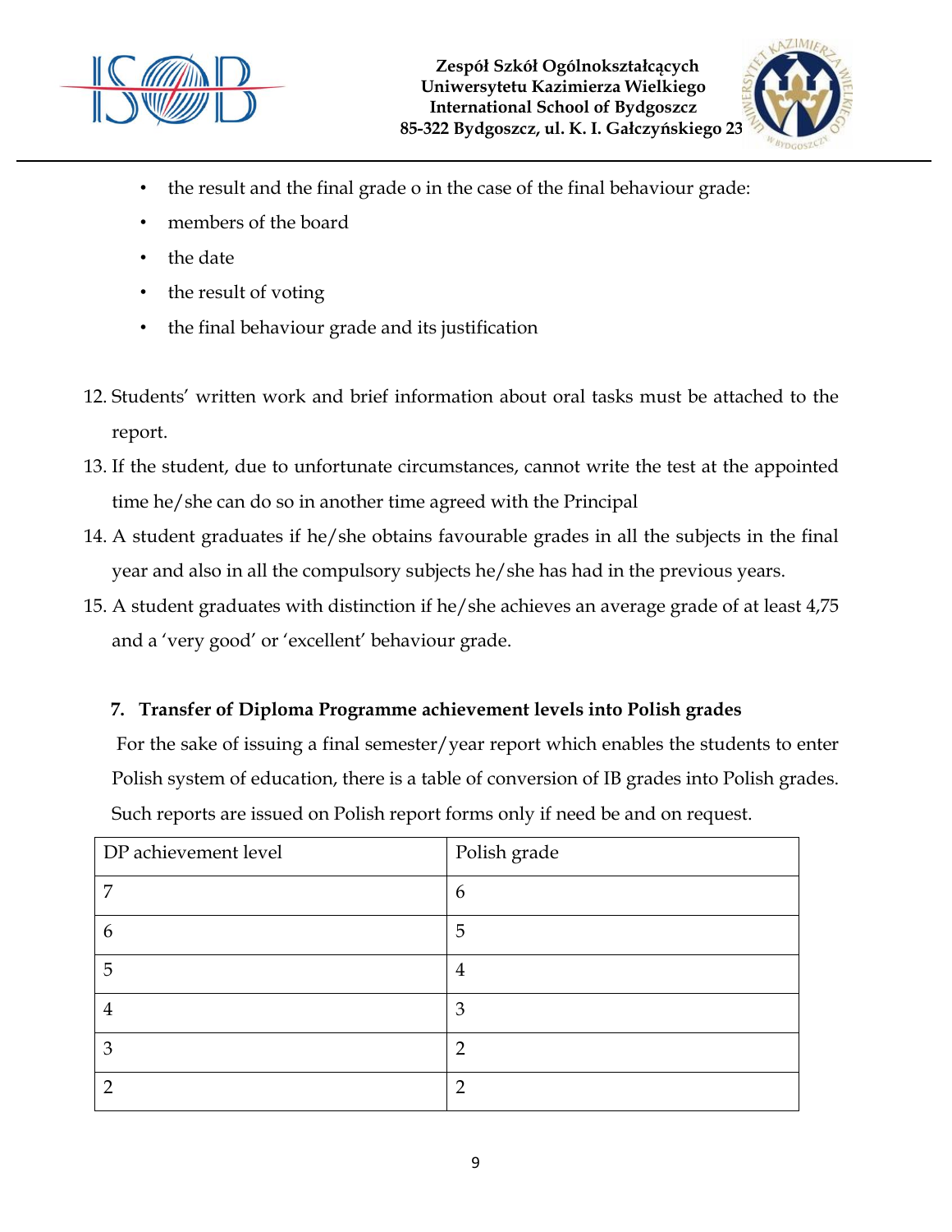- the result and the final grade o in the case of the final behaviour grade:
- members of the board
- the date
- the result of voting
- the final behaviour grade and its justification

12. Students' written work and brief information about oral tasks must be attached to the report.
13. If the student, due to unfortunate circumstances, cannot write the test at the appointed time he/she can do so in another time agreed with the Principal
14. A student graduates if he/she obtains favourable grades in all the subjects in the final year and also in all the compulsory subjects he/she has had in the previous years.
15. A student graduates with distinction if he/she achieves an average grade of at least 4,75 and a 'very good' or 'excellent' behaviour grade.

### 7. Transfer of Diploma Programme achievement levels into Polish grades

For the sake of issuing a final semester/year report which enables the students to enter Polish system of education, there is a table of conversion of IB grades into Polish grades. Such reports are issued on Polish report forms only if need be and on request.

| DP achievement level | Polish grade |
|---|---|
| 7 | 6 |
| 6 | 5 |
| 5 | 4 |
| 4 | 3 |
| 3 | 2 |
| 2 | 2 |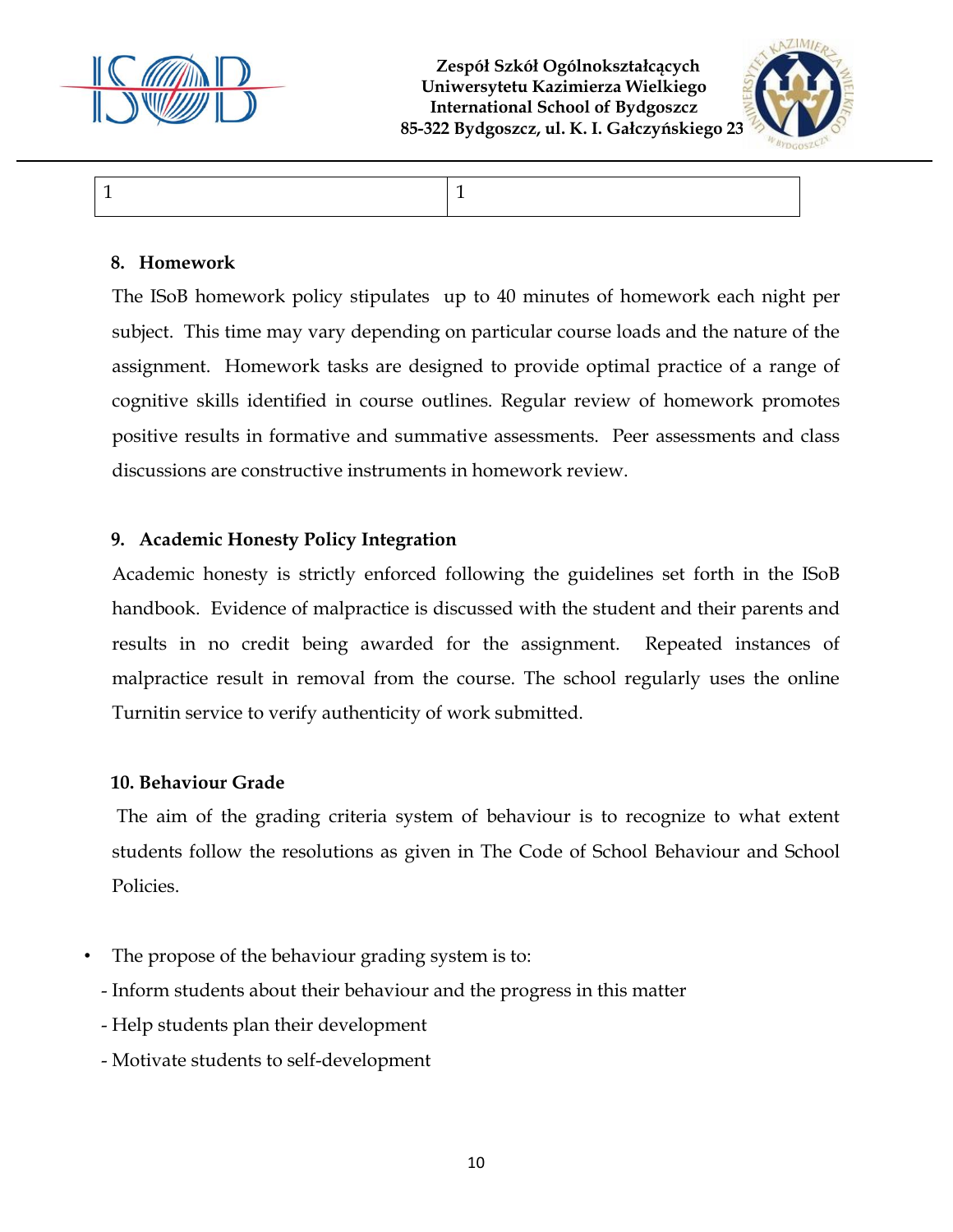| 1 | 1 |
|---|---|

## 8. Homework

The ISoB homework policy stipulates  up to 40 minutes of homework each night per subject.  This time may vary depending on particular course loads and the nature of the assignment.  Homework tasks are designed to provide optimal practice of a range of cognitive skills identified in course outlines. Regular review of homework promotes positive results in formative and summative assessments.  Peer assessments and class discussions are constructive instruments in homework review.

## 9. Academic Honesty Policy Integration

Academic honesty is strictly enforced following the guidelines set forth in the ISoB handbook.  Evidence of malpractice is discussed with the student and their parents and results in no credit being awarded for the assignment.  Repeated instances of malpractice result in removal from the course. The school regularly uses the online Turnitin service to verify authenticity of work submitted.

## 10. Behaviour Grade

The aim of the grading criteria system of behaviour is to recognize to what extent students follow the resolutions as given in The Code of School Behaviour and School Policies.

- The propose of the behaviour grading system is to:
  - Inform students about their behaviour and the progress in this matter
  - Help students plan their development
  - Motivate students to self-development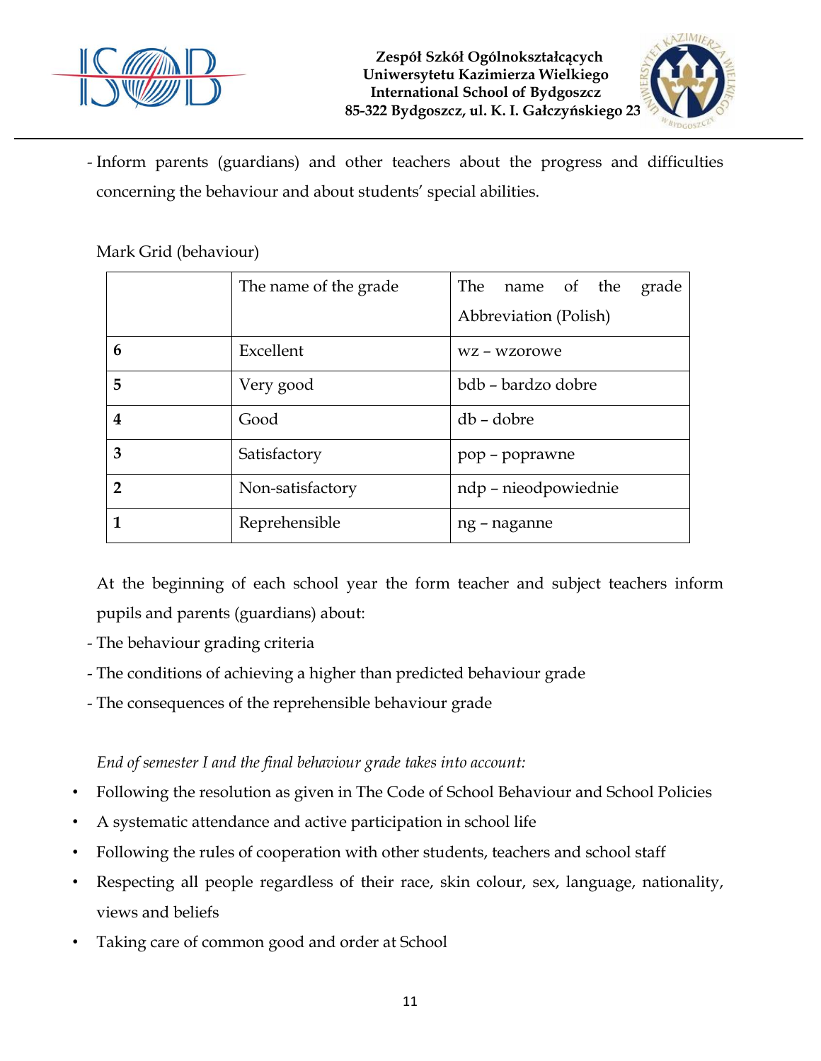- Inform parents (guardians) and other teachers about the progress and difficulties concerning the behaviour and about students' special abilities.

Mark Grid (behaviour)

| | The name of the grade | The name of the grade Abbreviation (Polish) |
|---|---|---|
| **6** | Excellent | wz – wzorowe |
| **5** | Very good | bdb – bardzo dobre |
| **4** | Good | db – dobre |
| **3** | Satisfactory | pop – poprawne |
| **2** | Non-satisfactory | ndp – nieodpowiednie |
| **1** | Reprehensible | ng – naganne |

At the beginning of each school year the form teacher and subject teachers inform pupils and parents (guardians) about:

- The behaviour grading criteria
- The conditions of achieving a higher than predicted behaviour grade
- The consequences of the reprehensible behaviour grade

*End of semester I and the final behaviour grade takes into account:*

- Following the resolution as given in The Code of School Behaviour and School Policies
- A systematic attendance and active participation in school life
- Following the rules of cooperation with other students, teachers and school staff
- Respecting all people regardless of their race, skin colour, sex, language, nationality, views and beliefs
- Taking care of common good and order at School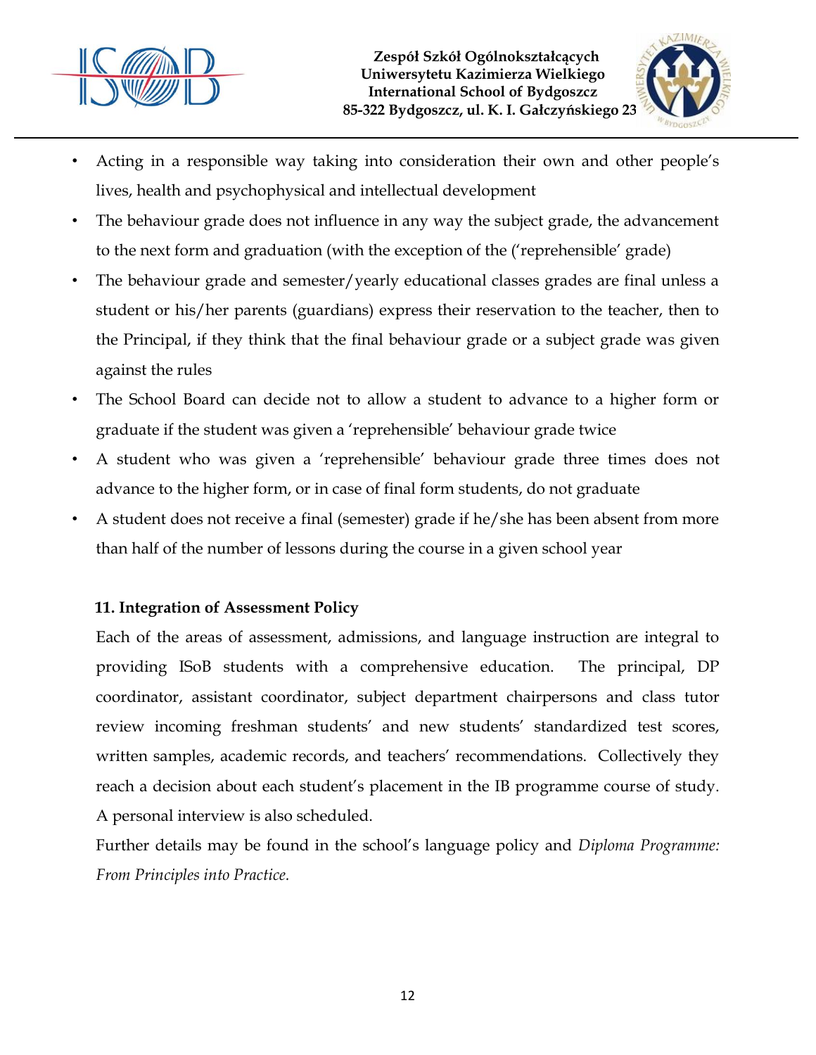- Acting in a responsible way taking into consideration their own and other people's lives, health and psychophysical and intellectual development
- The behaviour grade does not influence in any way the subject grade, the advancement to the next form and graduation (with the exception of the ('reprehensible' grade)
- The behaviour grade and semester/yearly educational classes grades are final unless a student or his/her parents (guardians) express their reservation to the teacher, then to the Principal, if they think that the final behaviour grade or a subject grade was given against the rules
- The School Board can decide not to allow a student to advance to a higher form or graduate if the student was given a 'reprehensible' behaviour grade twice
- A student who was given a 'reprehensible' behaviour grade three times does not advance to the higher form, or in case of final form students, do not graduate
- A student does not receive a final (semester) grade if he/she has been absent from more than half of the number of lessons during the course in a given school year

### 11. Integration of Assessment Policy

Each of the areas of assessment, admissions, and language instruction are integral to providing ISoB students with a comprehensive education. The principal, DP coordinator, assistant coordinator, subject department chairpersons and class tutor review incoming freshman students' and new students' standardized test scores, written samples, academic records, and teachers' recommendations. Collectively they reach a decision about each student's placement in the IB programme course of study. A personal interview is also scheduled.

Further details may be found in the school's language policy and *Diploma Programme: From Principles into Practice.*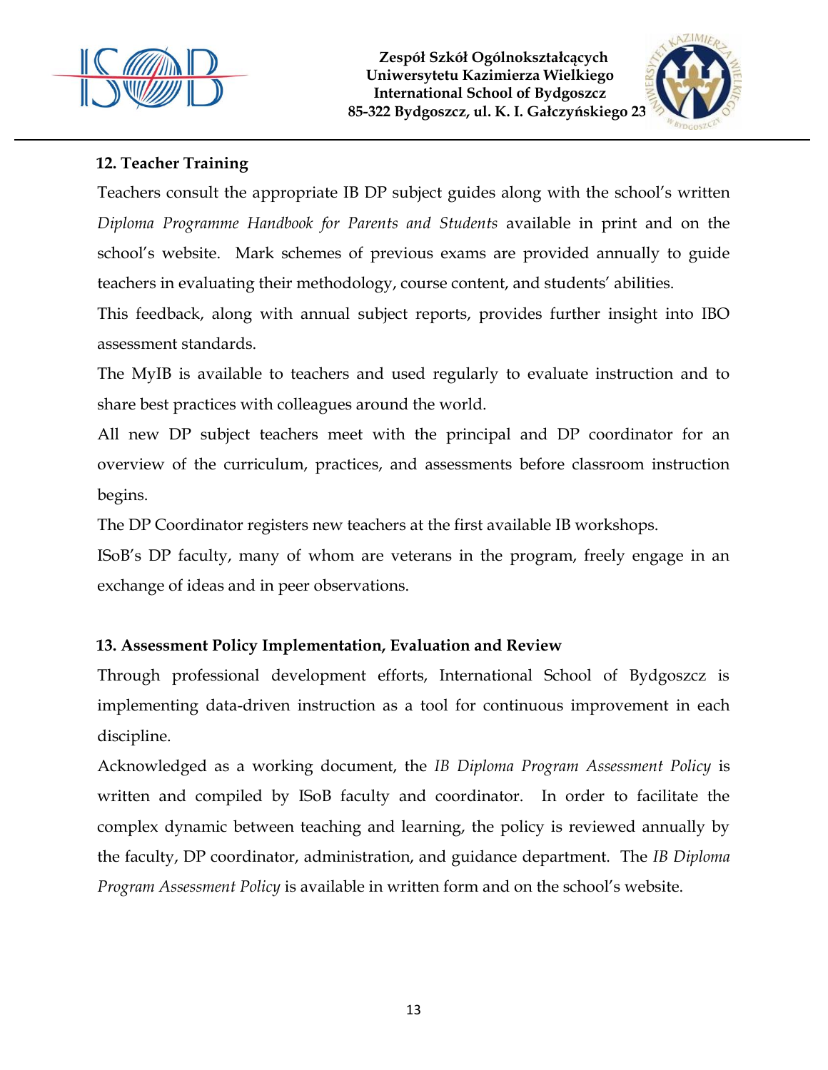## 12. Teacher Training

Teachers consult the appropriate IB DP subject guides along with the school's written *Diploma Programme Handbook for Parents and Students* available in print and on the school's website. Mark schemes of previous exams are provided annually to guide teachers in evaluating their methodology, course content, and students' abilities.

This feedback, along with annual subject reports, provides further insight into IBO assessment standards.

The MyIB is available to teachers and used regularly to evaluate instruction and to share best practices with colleagues around the world.

All new DP subject teachers meet with the principal and DP coordinator for an overview of the curriculum, practices, and assessments before classroom instruction begins.

The DP Coordinator registers new teachers at the first available IB workshops.

ISoB's DP faculty, many of whom are veterans in the program, freely engage in an exchange of ideas and in peer observations.

## 13. Assessment Policy Implementation, Evaluation and Review

Through professional development efforts, International School of Bydgoszcz is implementing data-driven instruction as a tool for continuous improvement in each discipline.

Acknowledged as a working document, the *IB Diploma Program Assessment Policy* is written and compiled by ISoB faculty and coordinator. In order to facilitate the complex dynamic between teaching and learning, the policy is reviewed annually by the faculty, DP coordinator, administration, and guidance department. The *IB Diploma Program Assessment Policy* is available in written form and on the school's website.